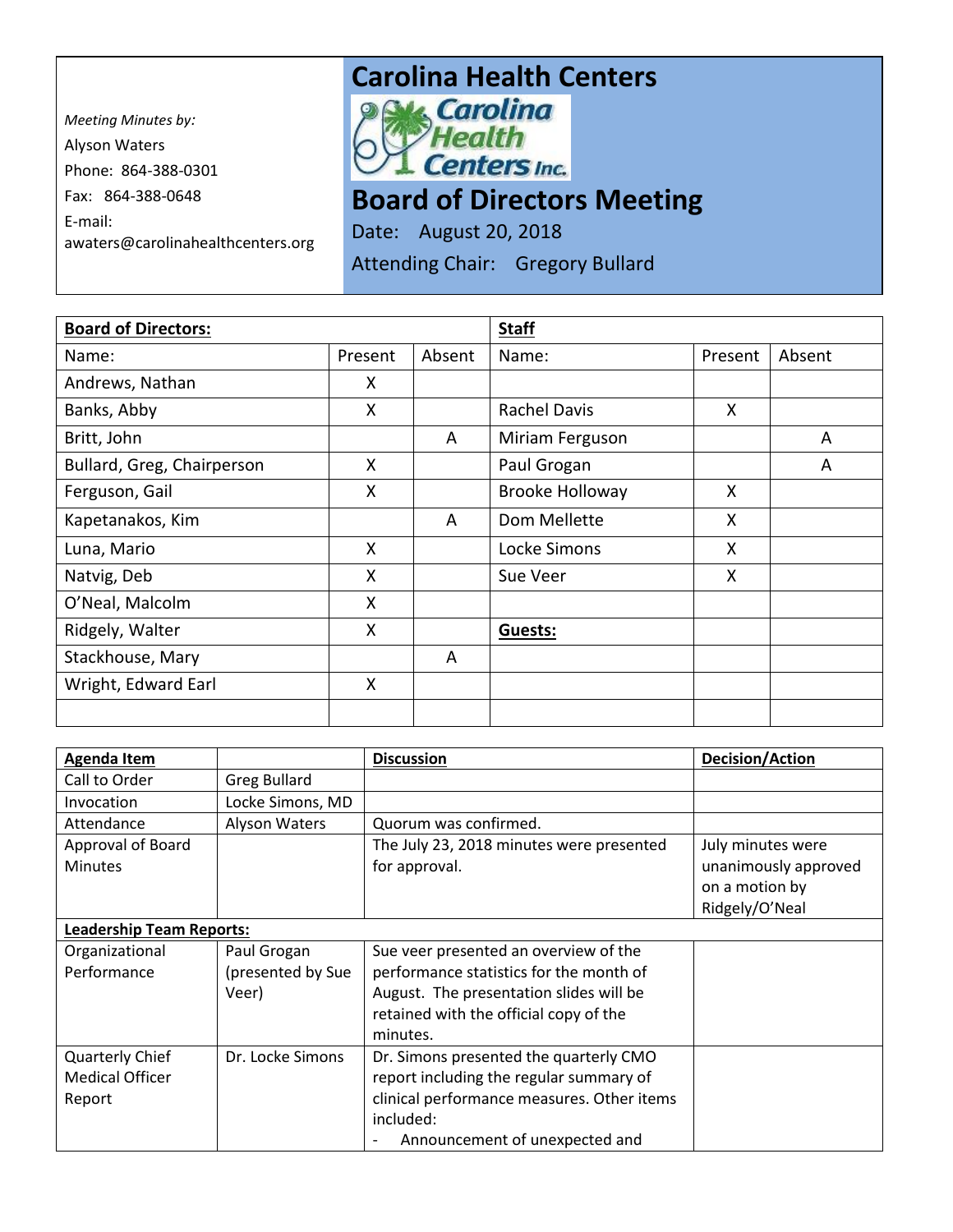*Meeting Minutes by:*
Alyson Waters
Phone: 864-388-0301
Fax: 864-388-0648
E-mail:
awaters@carolinahealthcenters.org

# Carolina Health Centers

Carolina Health Centers Inc.

# Board of Directors Meeting

Date: August 20, 2018

Attending Chair: Gregory Bullard

| **Board of Directors:** | | | **Staff** | | |
|---|---|---|---|---|---|
| Name: | Present | Absent | Name: | Present | Absent |
| Andrews, Nathan | X | | | | |
| Banks, Abby | X | | Rachel Davis | X | |
| Britt, John | | A | Miriam Ferguson | | A |
| Bullard, Greg, Chairperson | X | | Paul Grogan | | A |
| Ferguson, Gail | X | | Brooke Holloway | X | |
| Kapetanakos, Kim | | A | Dom Mellette | X | |
| Luna, Mario | X | | Locke Simons | X | |
| Natvig, Deb | X | | Sue Veer | X | |
| O'Neal, Malcolm | X | | | | |
| Ridgely, Walter | X | | **Guests:** | | |
| Stackhouse, Mary | | A | | | |
| Wright, Edward Earl | X | | | | |
| | | | | | |

| **Agenda Item** | | **Discussion** | **Decision/Action** |
|---|---|---|---|
| Call to Order | Greg Bullard | | |
| Invocation | Locke Simons, MD | | |
| Attendance | Alyson Waters | Quorum was confirmed. | |
| Approval of Board Minutes | | The July 23, 2018 minutes were presented for approval. | July minutes were unanimously approved on a motion by Ridgely/O'Neal |
| **Leadership Team Reports:** | | | |
| Organizational Performance | Paul Grogan (presented by Sue Veer) | Sue veer presented an overview of the performance statistics for the month of August. The presentation slides will be retained with the official copy of the minutes. | |
| Quarterly Chief Medical Officer Report | Dr. Locke Simons | Dr. Simons presented the quarterly CMO report including the regular summary of clinical performance measures. Other items included: <br> - Announcement of unexpected and | |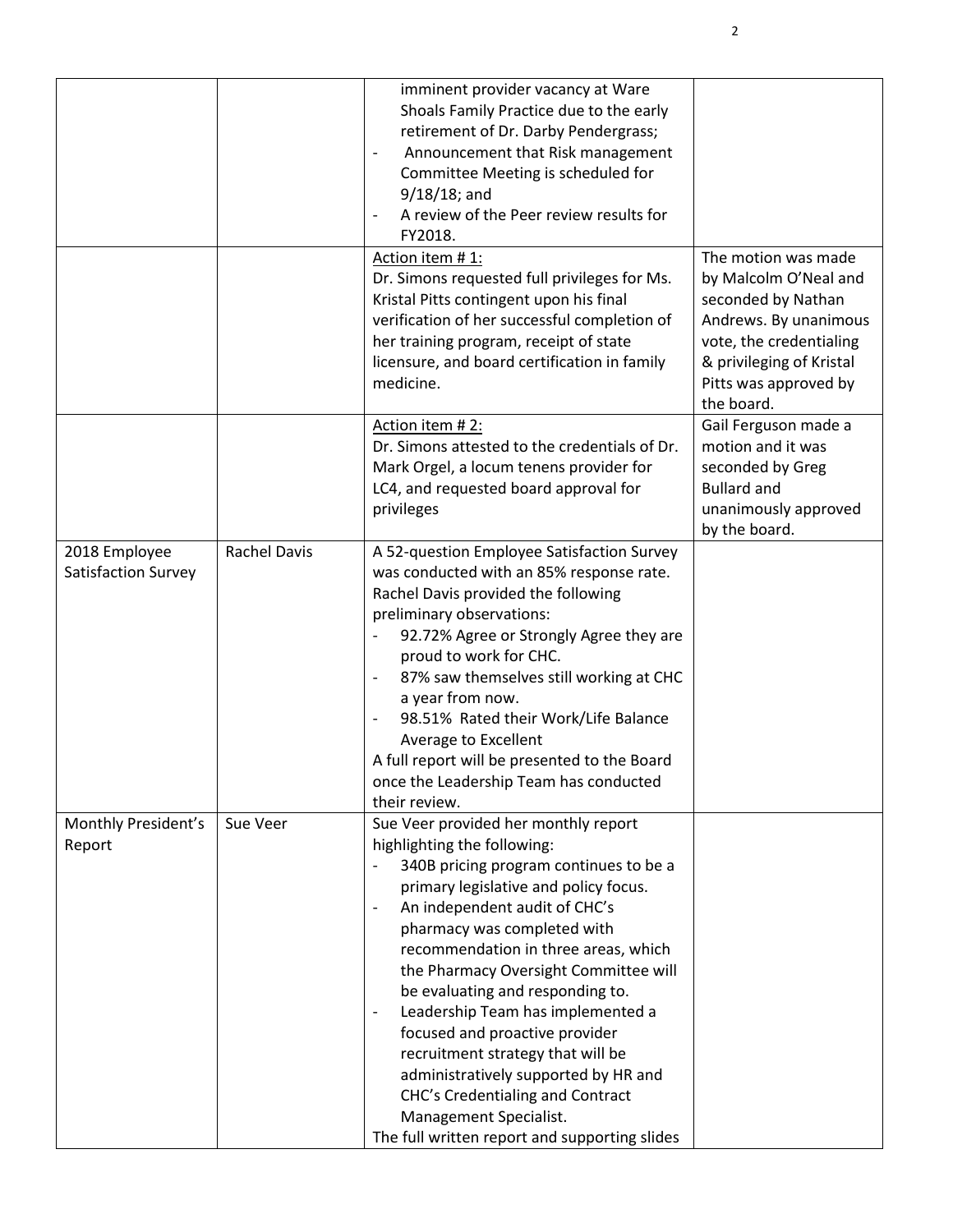| | | | |
|---|---|---|---|
| | | imminent provider vacancy at Ware Shoals Family Practice due to the early retirement of Dr. Darby Pendergrass;<br>- Announcement that Risk management Committee Meeting is scheduled for 9/18/18; and<br>- A review of the Peer review results for FY2018. | |
| | | Action item # 1:<br>Dr. Simons requested full privileges for Ms. Kristal Pitts contingent upon his final verification of her successful completion of her training program, receipt of state licensure, and board certification in family medicine. | The motion was made by Malcolm O'Neal and seconded by Nathan Andrews. By unanimous vote, the credentialing & privileging of Kristal Pitts was approved by the board. |
| | | Action item # 2:<br>Dr. Simons attested to the credentials of Dr. Mark Orgel, a locum tenens provider for LC4, and requested board approval for privileges | Gail Ferguson made a motion and it was seconded by Greg Bullard and unanimously approved by the board. |
| 2018 Employee Satisfaction Survey | Rachel Davis | A 52-question Employee Satisfaction Survey was conducted with an 85% response rate. Rachel Davis provided the following preliminary observations:<br>- 92.72% Agree or Strongly Agree they are proud to work for CHC.<br>- 87% saw themselves still working at CHC a year from now.<br>- 98.51% Rated their Work/Life Balance Average to Excellent<br>A full report will be presented to the Board once the Leadership Team has conducted their review. | |
| Monthly President's Report | Sue Veer | Sue Veer provided her monthly report highlighting the following:<br>- 340B pricing program continues to be a primary legislative and policy focus.<br>- An independent audit of CHC's pharmacy was completed with recommendation in three areas, which the Pharmacy Oversight Committee will be evaluating and responding to.<br>- Leadership Team has implemented a focused and proactive provider recruitment strategy that will be administratively supported by HR and CHC's Credentialing and Contract Management Specialist.<br>The full written report and supporting slides | |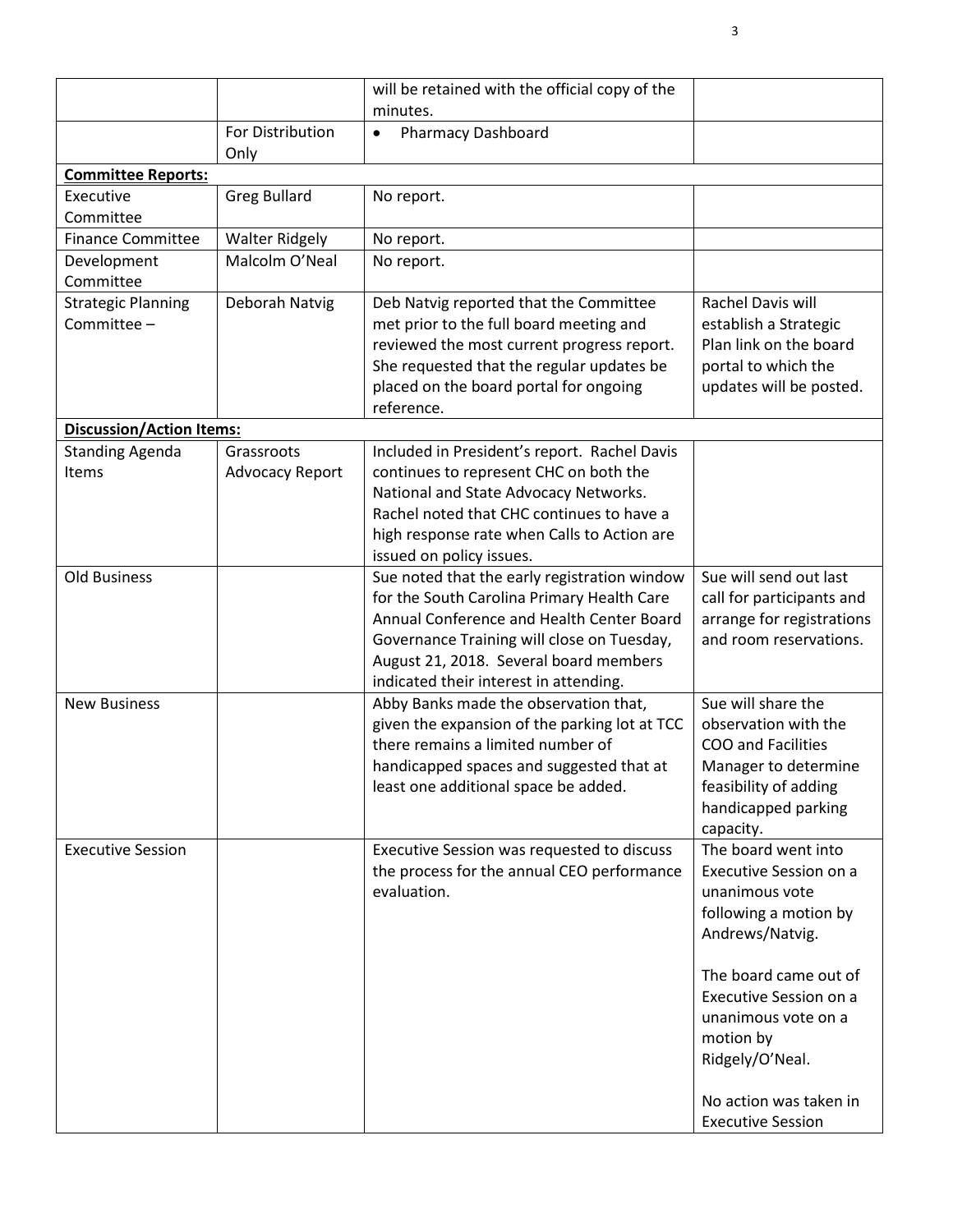| | | | |
|---|---|---|---|
| | | will be retained with the official copy of the minutes. | |
| | For Distribution Only | • Pharmacy Dashboard | |
| **Committee Reports:** | | | |
| Executive Committee | Greg Bullard | No report. | |
| Finance Committee | Walter Ridgely | No report. | |
| Development Committee | Malcolm O'Neal | No report. | |
| Strategic Planning Committee – | Deborah Natvig | Deb Natvig reported that the Committee met prior to the full board meeting and reviewed the most current progress report. She requested that the regular updates be placed on the board portal for ongoing reference. | Rachel Davis will establish a Strategic Plan link on the board portal to which the updates will be posted. |
| **Discussion/Action Items:** | | | |
| Standing Agenda Items | Grassroots Advocacy Report | Included in President's report. Rachel Davis continues to represent CHC on both the National and State Advocacy Networks. Rachel noted that CHC continues to have a high response rate when Calls to Action are issued on policy issues. | |
| Old Business | | Sue noted that the early registration window for the South Carolina Primary Health Care Annual Conference and Health Center Board Governance Training will close on Tuesday, August 21, 2018. Several board members indicated their interest in attending. | Sue will send out last call for participants and arrange for registrations and room reservations. |
| New Business | | Abby Banks made the observation that, given the expansion of the parking lot at TCC there remains a limited number of handicapped spaces and suggested that at least one additional space be added. | Sue will share the observation with the COO and Facilities Manager to determine feasibility of adding handicapped parking capacity. |
| Executive Session | | Executive Session was requested to discuss the process for the annual CEO performance evaluation. | The board went into Executive Session on a unanimous vote following a motion by Andrews/Natvig.<br><br>The board came out of Executive Session on a unanimous vote on a motion by Ridgely/O'Neal.<br><br>No action was taken in Executive Session |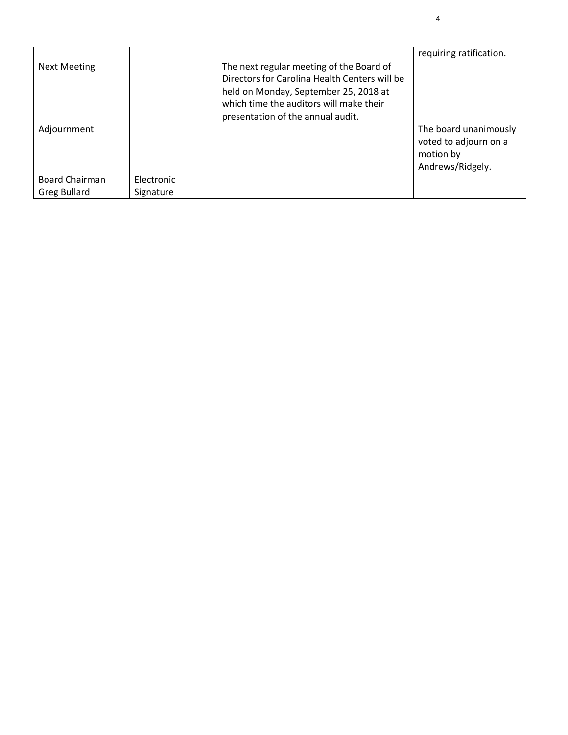| | | | |
|---|---|---|---|
| | | | requiring ratification. |
| Next Meeting | | The next regular meeting of the Board of Directors for Carolina Health Centers will be held on Monday, September 25, 2018 at which time the auditors will make their presentation of the annual audit. | |
| Adjournment | | | The board unanimously voted to adjourn on a motion by Andrews/Ridgely. |
| Board Chairman Greg Bullard | Electronic Signature | | |